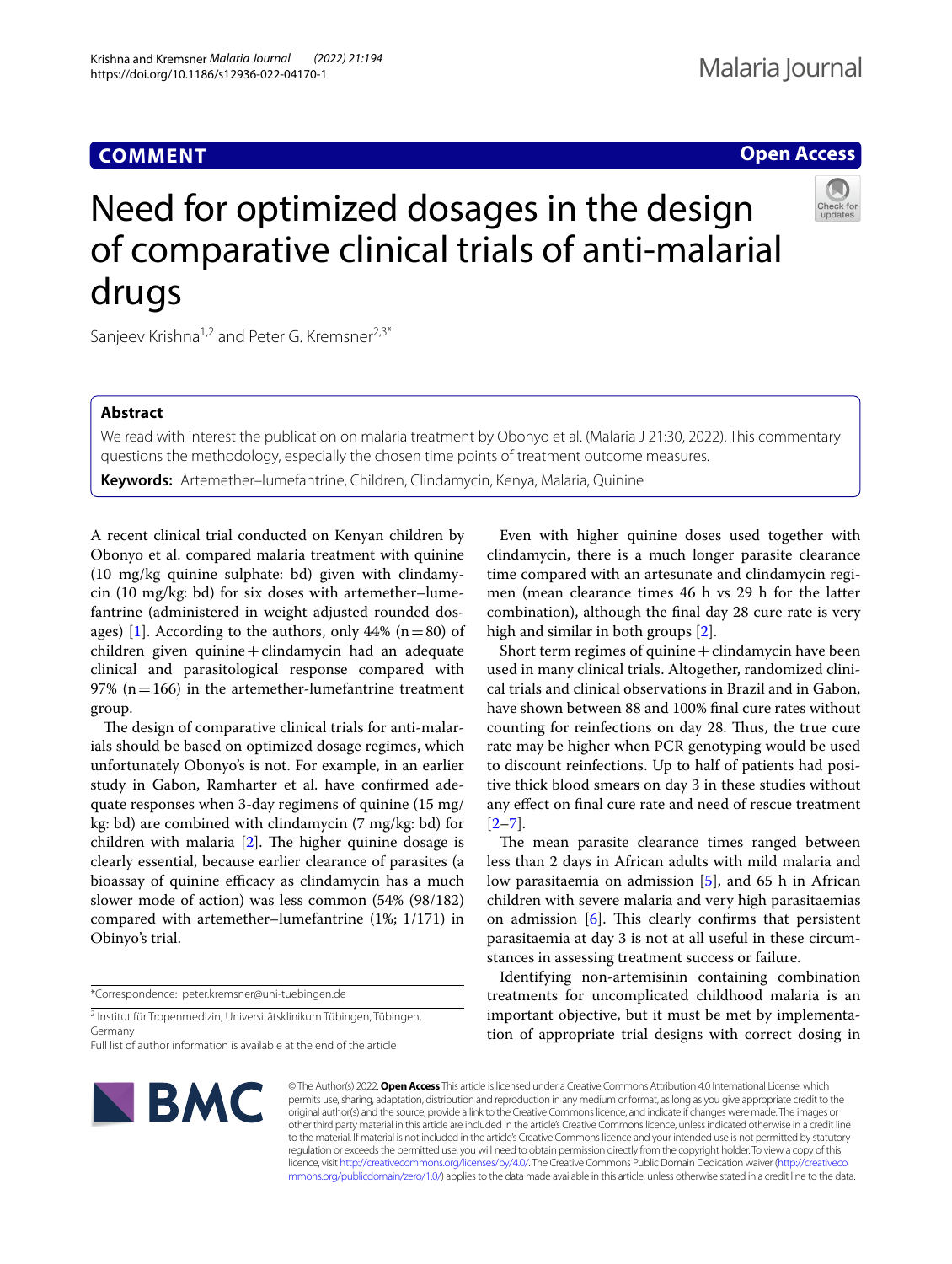COMMENT

Open Access

# Need for optimized dosages in the design of comparative clinical trials of anti-malarial drugs

Sanjeev Krishna[1,2] and Peter G. Kremsner[2,3*]

## Abstract

We read with interest the publication on malaria treatment by Obonyo et al. (Malaria J 21:30, 2022). This commentary questions the methodology, especially the chosen time points of treatment outcome measures.

**Keywords:** Artemether–lumefantrine, Children, Clindamycin, Kenya, Malaria, Quinine

A recent clinical trial conducted on Kenyan children by Obonyo et al. compared malaria treatment with quinine (10 mg/kg quinine sulphate: bd) given with clindamycin (10 mg/kg: bd) for six doses with artemether–lumefantrine (administered in weight adjusted rounded dosages) [1]. According to the authors, only 44% (n = 80) of children given quinine + clindamycin had an adequate clinical and parasitological response compared with 97% (n = 166) in the artemether-lumefantrine treatment group.

The design of comparative clinical trials for anti-malarials should be based on optimized dosage regimes, which unfortunately Obonyo's is not. For example, in an earlier study in Gabon, Ramharter et al. have confirmed adequate responses when 3-day regimens of quinine (15 mg/kg: bd) are combined with clindamycin (7 mg/kg: bd) for children with malaria [2]. The higher quinine dosage is clearly essential, because earlier clearance of parasites (a bioassay of quinine efficacy as clindamycin has a much slower mode of action) was less common (54% (98/182) compared with artemether–lumefantrine (1%; 1/171) in Obinyo's trial.

Even with higher quinine doses used together with clindamycin, there is a much longer parasite clearance time compared with an artesunate and clindamycin regimen (mean clearance times 46 h vs 29 h for the latter combination), although the final day 28 cure rate is very high and similar in both groups [2].

Short term regimes of quinine + clindamycin have been used in many clinical trials. Altogether, randomized clinical trials and clinical observations in Brazil and in Gabon, have shown between 88 and 100% final cure rates without counting for reinfections on day 28. Thus, the true cure rate may be higher when PCR genotyping would be used to discount reinfections. Up to half of patients had positive thick blood smears on day 3 in these studies without any effect on final cure rate and need of rescue treatment [2–7].

The mean parasite clearance times ranged between less than 2 days in African adults with mild malaria and low parasitaemia on admission [5], and 65 h in African children with severe malaria and very high parasitaemias on admission [6]. This clearly confirms that persistent parasitaemia at day 3 is not at all useful in these circumstances in assessing treatment success or failure.

Identifying non-artemisinin containing combination treatments for uncomplicated childhood malaria is an important objective, but it must be met by implementation of appropriate trial designs with correct dosing in

*Correspondence: peter.kremsner@uni-tuebingen.de

[2] Institut für Tropenmedizin, Universitätsklinikum Tübingen, Tübingen, Germany

Full list of author information is available at the end of the article

© The Author(s) 2022. **Open Access** This article is licensed under a Creative Commons Attribution 4.0 International License, which permits use, sharing, adaptation, distribution and reproduction in any medium or format, as long as you give appropriate credit to the original author(s) and the source, provide a link to the Creative Commons licence, and indicate if changes were made. The images or other third party material in this article are included in the article's Creative Commons licence, unless indicated otherwise in a credit line to the material. If material is not included in the article's Creative Commons licence and your intended use is not permitted by statutory regulation or exceeds the permitted use, you will need to obtain permission directly from the copyright holder. To view a copy of this licence, visit http://creativecommons.org/licenses/by/4.0/. The Creative Commons Public Domain Dedication waiver (http://creativecommons.org/publicdomain/zero/1.0/) applies to the data made available in this article, unless otherwise stated in a credit line to the data.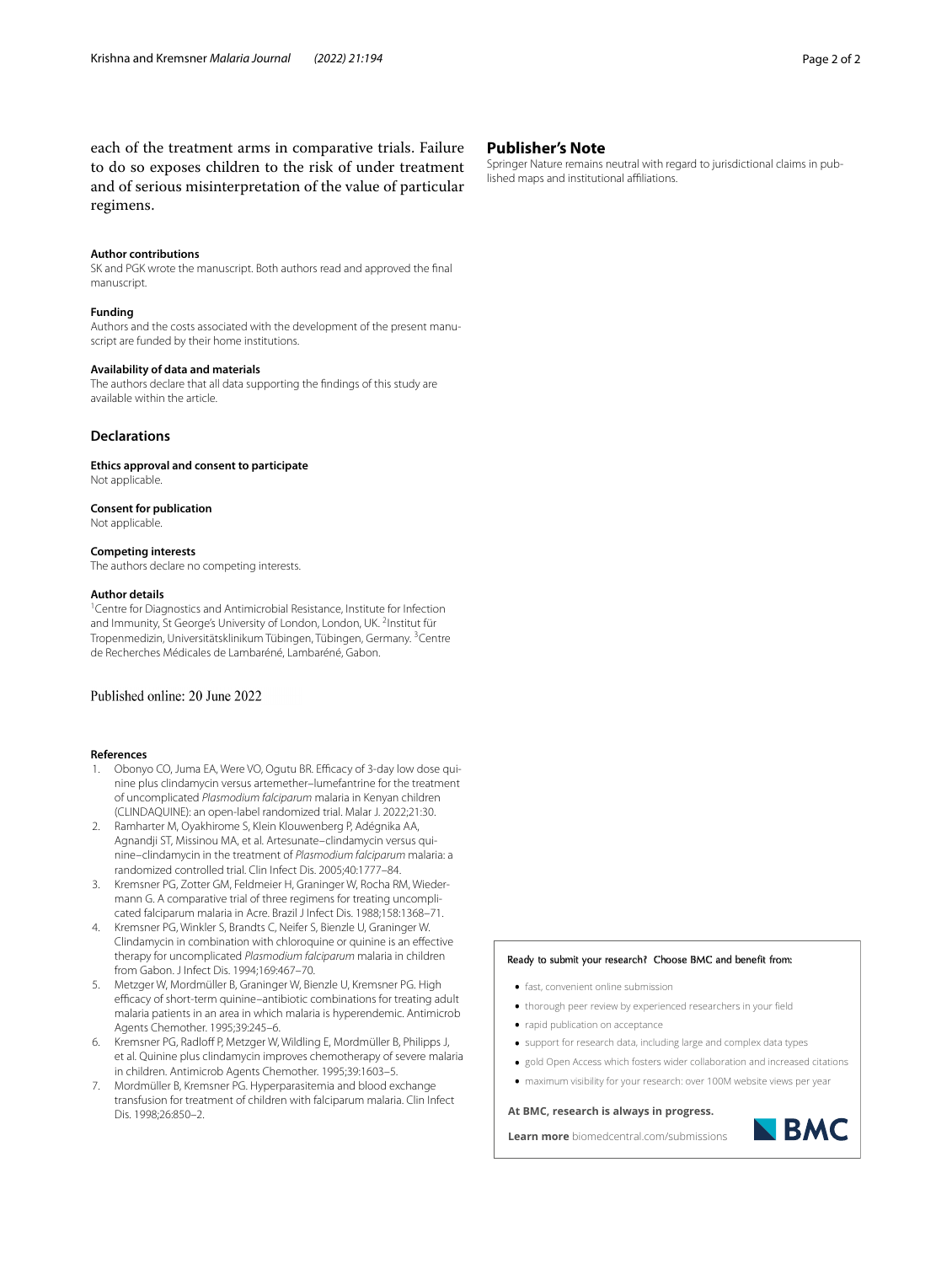each of the treatment arms in comparative trials. Failure to do so exposes children to the risk of under treatment and of serious misinterpretation of the value of particular regimens.

**Author contributions**

SK and PGK wrote the manuscript. Both authors read and approved the final manuscript.

**Funding**

Authors and the costs associated with the development of the present manuscript are funded by their home institutions.

**Availability of data and materials**

The authors declare that all data supporting the findings of this study are available within the article.

## Declarations

**Ethics approval and consent to participate**

Not applicable.

**Consent for publication**

Not applicable.

**Competing interests**

The authors declare no competing interests.

**Author details**

[1]Centre for Diagnostics and Antimicrobial Resistance, Institute for Infection and Immunity, St George's University of London, London, UK. [2]Institut für Tropenmedizin, Universitätsklinikum Tübingen, Tübingen, Germany. [3]Centre de Recherches Médicales de Lambaréné, Lambaréné, Gabon.

Published online: 20 June 2022

**References**

1. Obonyo CO, Juma EA, Were VO, Ogutu BR. Efficacy of 3-day low dose quinine plus clindamycin versus artemether–lumefantrine for the treatment of uncomplicated *Plasmodium falciparum* malaria in Kenyan children (CLINDAQUINE): an open-label randomized trial. Malar J. 2022;21:30.
2. Ramharter M, Oyakhirome S, Klein Klouwenberg P, Adégnika AA, Agnandji ST, Missinou MA, et al. Artesunate–clindamycin versus quinine–clindamycin in the treatment of *Plasmodium falciparum* malaria: a randomized controlled trial. Clin Infect Dis. 2005;40:1777–84.
3. Kremsner PG, Zotter GM, Feldmeier H, Graninger W, Rocha RM, Wiedermann G. A comparative trial of three regimens for treating uncomplicated falciparum malaria in Acre. Brazil J Infect Dis. 1988;158:1368–71.
4. Kremsner PG, Winkler S, Brandts C, Neifer S, Bienzle U, Graninger W. Clindamycin in combination with chloroquine or quinine is an effective therapy for uncomplicated *Plasmodium falciparum* malaria in children from Gabon. J Infect Dis. 1994;169:467–70.
5. Metzger W, Mordmüller B, Graninger W, Bienzle U, Kremsner PG. High efficacy of short-term quinine–antibiotic combinations for treating adult malaria patients in an area in which malaria is hyperendemic. Antimicrob Agents Chemother. 1995;39:245–6.
6. Kremsner PG, Radloff P, Metzger W, Wildling E, Mordmüller B, Philipps J, et al. Quinine plus clindamycin improves chemotherapy of severe malaria in children. Antimicrob Agents Chemother. 1995;39:1603–5.
7. Mordmüller B, Kremsner PG. Hyperparasitemia and blood exchange transfusion for treatment of children with falciparum malaria. Clin Infect Dis. 1998;26:850–2.

## Publisher's Note

Springer Nature remains neutral with regard to jurisdictional claims in published maps and institutional affiliations.

Ready to submit your research? Choose BMC and benefit from:

- fast, convenient online submission
- thorough peer review by experienced researchers in your field
- rapid publication on acceptance
- support for research data, including large and complex data types
- gold Open Access which fosters wider collaboration and increased citations
- maximum visibility for your research: over 100M website views per year

**At BMC, research is always in progress.**

**Learn more** biomedcentral.com/submissions